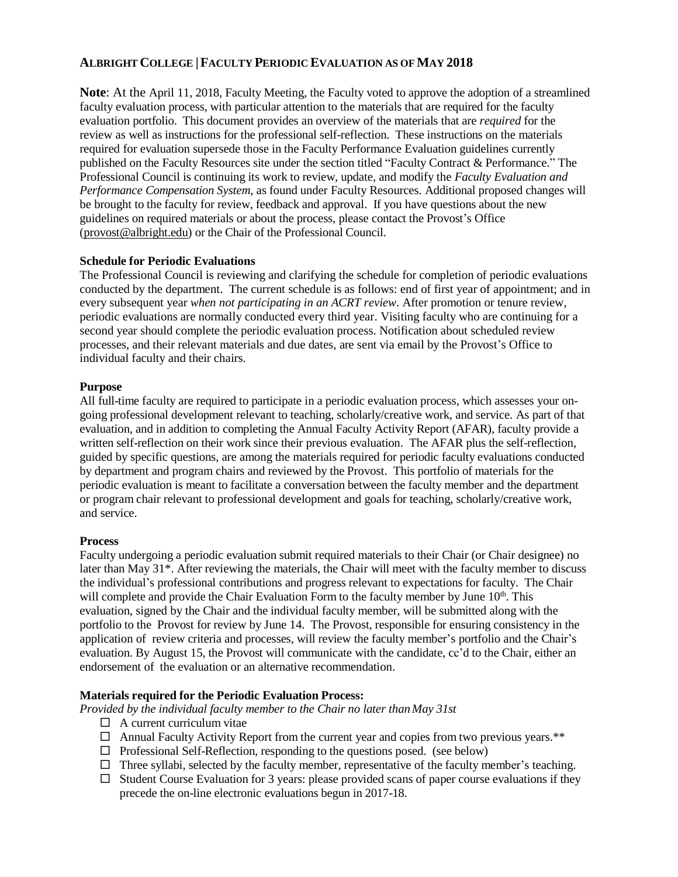# ALBRIGHT COLLEGE | FACULTY PERIODIC EVALUATION AS OF MAY 2018

**Note**: At the April 11, 2018, Faculty Meeting, the Faculty voted to approve the adoption of a streamlined faculty evaluation process, with particular attention to the materials that are required for the faculty evaluation portfolio. This document provides an overview of the materials that are *required* for the review as well as instructions for the professional self-reflection. These instructions on the materials required for evaluation supersede those in the Faculty Performance Evaluation guidelines currently published on the Faculty Resources site under the section titled "Faculty Contract & Performance." The Professional Council is continuing its work to review, update, and modify the *Faculty Evaluation and Performance Compensation System*, as found under Faculty Resources. Additional proposed changes will be brought to the faculty for review, feedback and approval. If you have questions about the new guidelines on required materials or about the process, please contact the Provost's Office (provost@albright.edu) or the Chair of the Professional Council.

**Schedule for Periodic Evaluations**

The Professional Council is reviewing and clarifying the schedule for completion of periodic evaluations conducted by the department. The current schedule is as follows: end of first year of appointment; and in every subsequent year *when not participating in an ACRT review*. After promotion or tenure review, periodic evaluations are normally conducted every third year. Visiting faculty who are continuing for a second year should complete the periodic evaluation process. Notification about scheduled review processes, and their relevant materials and due dates, are sent via email by the Provost's Office to individual faculty and their chairs.

**Purpose**

All full-time faculty are required to participate in a periodic evaluation process, which assesses your on-going professional development relevant to teaching, scholarly/creative work, and service. As part of that evaluation, and in addition to completing the Annual Faculty Activity Report (AFAR), faculty provide a written self-reflection on their work since their previous evaluation. The AFAR plus the self-reflection, guided by specific questions, are among the materials required for periodic faculty evaluations conducted by department and program chairs and reviewed by the Provost. This portfolio of materials for the periodic evaluation is meant to facilitate a conversation between the faculty member and the department or program chair relevant to professional development and goals for teaching, scholarly/creative work, and service.

**Process**

Faculty undergoing a periodic evaluation submit required materials to their Chair (or Chair designee) no later than May 31*. After reviewing the materials, the Chair will meet with the faculty member to discuss the individual's professional contributions and progress relevant to expectations for faculty. The Chair will complete and provide the Chair Evaluation Form to the faculty member by June 10th. This evaluation, signed by the Chair and the individual faculty member, will be submitted along with the portfolio to the Provost for review by June 14. The Provost, responsible for ensuring consistency in the application of review criteria and processes, will review the faculty member's portfolio and the Chair's evaluation. By August 15, the Provost will communicate with the candidate, cc'd to the Chair, either an endorsement of the evaluation or an alternative recommendation.

**Materials required for the Periodic Evaluation Process:**

*Provided by the individual faculty member to the Chair no later than May 31st*

- ☐ A current curriculum vitae
- ☐ Annual Faculty Activity Report from the current year and copies from two previous years.**
- ☐ Professional Self-Reflection, responding to the questions posed. (see below)
- ☐ Three syllabi, selected by the faculty member, representative of the faculty member's teaching.
- ☐ Student Course Evaluation for 3 years: please provided scans of paper course evaluations if they precede the on-line electronic evaluations begun in 2017-18.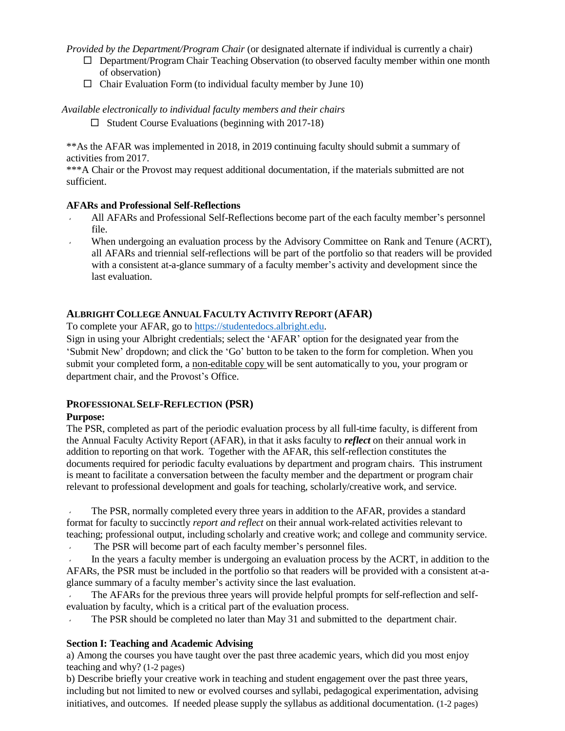*Provided by the Department/Program Chair* (or designated alternate if individual is currently a chair)

- ☐ Department/Program Chair Teaching Observation (to observed faculty member within one month of observation)
- ☐ Chair Evaluation Form (to individual faculty member by June 10)

*Available electronically to individual faculty members and their chairs*

- ☐ Student Course Evaluations (beginning with 2017-18)

**As the AFAR was implemented in 2018, in 2019 continuing faculty should submit a summary of activities from 2017.

***A Chair or the Provost may request additional documentation, if the materials submitted are not sufficient.

**AFARs and Professional Self-Reflections**

- All AFARs and Professional Self-Reflections become part of the each faculty member's personnel file.
- When undergoing an evaluation process by the Advisory Committee on Rank and Tenure (ACRT), all AFARs and triennial self-reflections will be part of the portfolio so that readers will be provided with a consistent at-a-glance summary of a faculty member's activity and development since the last evaluation.

## ALBRIGHT COLLEGE ANNUAL FACULTY ACTIVITY REPORT (AFAR)

To complete your AFAR, go to https://studentedocs.albright.edu.

Sign in using your Albright credentials; select the 'AFAR' option for the designated year from the 'Submit New' dropdown; and click the 'Go' button to be taken to the form for completion. When you submit your completed form, a non-editable copy will be sent automatically to you, your program or department chair, and the Provost's Office.

## PROFESSIONAL SELF-REFLECTION (PSR)

**Purpose:**

The PSR, completed as part of the periodic evaluation process by all full-time faculty, is different from the Annual Faculty Activity Report (AFAR), in that it asks faculty to ***reflect*** on their annual work in addition to reporting on that work. Together with the AFAR, this self-reflection constitutes the documents required for periodic faculty evaluations by department and program chairs. This instrument is meant to facilitate a conversation between the faculty member and the department or program chair relevant to professional development and goals for teaching, scholarly/creative work, and service.

- The PSR, normally completed every three years in addition to the AFAR, provides a standard format for faculty to succinctly *report and reflect* on their annual work-related activities relevant to teaching; professional output, including scholarly and creative work; and college and community service.
- The PSR will become part of each faculty member's personnel files.
- In the years a faculty member is undergoing an evaluation process by the ACRT, in addition to the AFARs, the PSR must be included in the portfolio so that readers will be provided with a consistent at-a-glance summary of a faculty member's activity since the last evaluation.
- The AFARs for the previous three years will provide helpful prompts for self-reflection and self-evaluation by faculty, which is a critical part of the evaluation process.
- The PSR should be completed no later than May 31 and submitted to the department chair.

**Section I: Teaching and Academic Advising**

a) Among the courses you have taught over the past three academic years, which did you most enjoy teaching and why? (1-2 pages)

b) Describe briefly your creative work in teaching and student engagement over the past three years, including but not limited to new or evolved courses and syllabi, pedagogical experimentation, advising initiatives, and outcomes. If needed please supply the syllabus as additional documentation. (1-2 pages)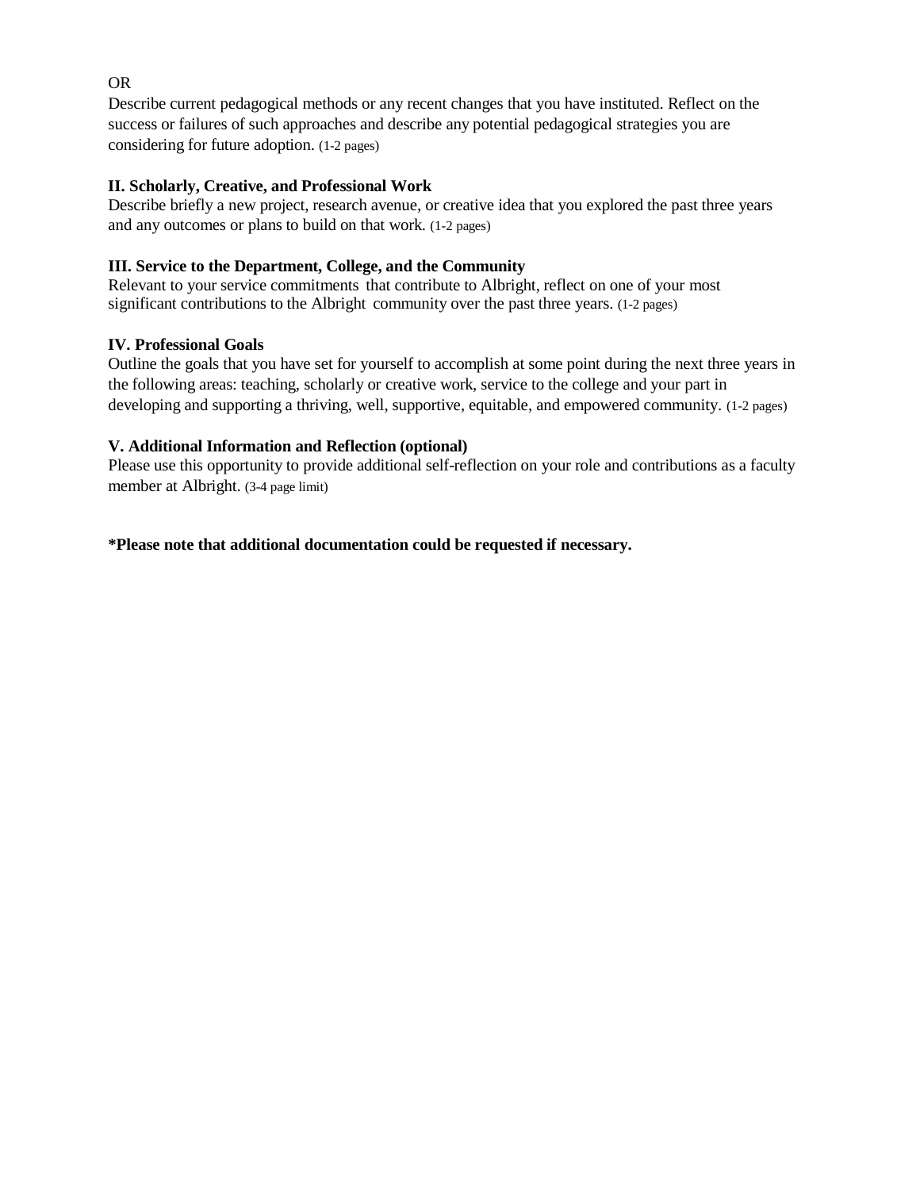OR

Describe current pedagogical methods or any recent changes that you have instituted. Reflect on the success or failures of such approaches and describe any potential pedagogical strategies you are considering for future adoption. (1-2 pages)

**II. Scholarly, Creative, and Professional Work**

Describe briefly a new project, research avenue, or creative idea that you explored the past three years and any outcomes or plans to build on that work. (1-2 pages)

**III. Service to the Department, College, and the Community**

Relevant to your service commitments that contribute to Albright, reflect on one of your most significant contributions to the Albright community over the past three years. (1-2 pages)

**IV. Professional Goals**

Outline the goals that you have set for yourself to accomplish at some point during the next three years in the following areas: teaching, scholarly or creative work, service to the college and your part in developing and supporting a thriving, well, supportive, equitable, and empowered community. (1-2 pages)

**V. Additional Information and Reflection (optional)**

Please use this opportunity to provide additional self-reflection on your role and contributions as a faculty member at Albright. (3-4 page limit)

**\*Please note that additional documentation could be requested if necessary.**